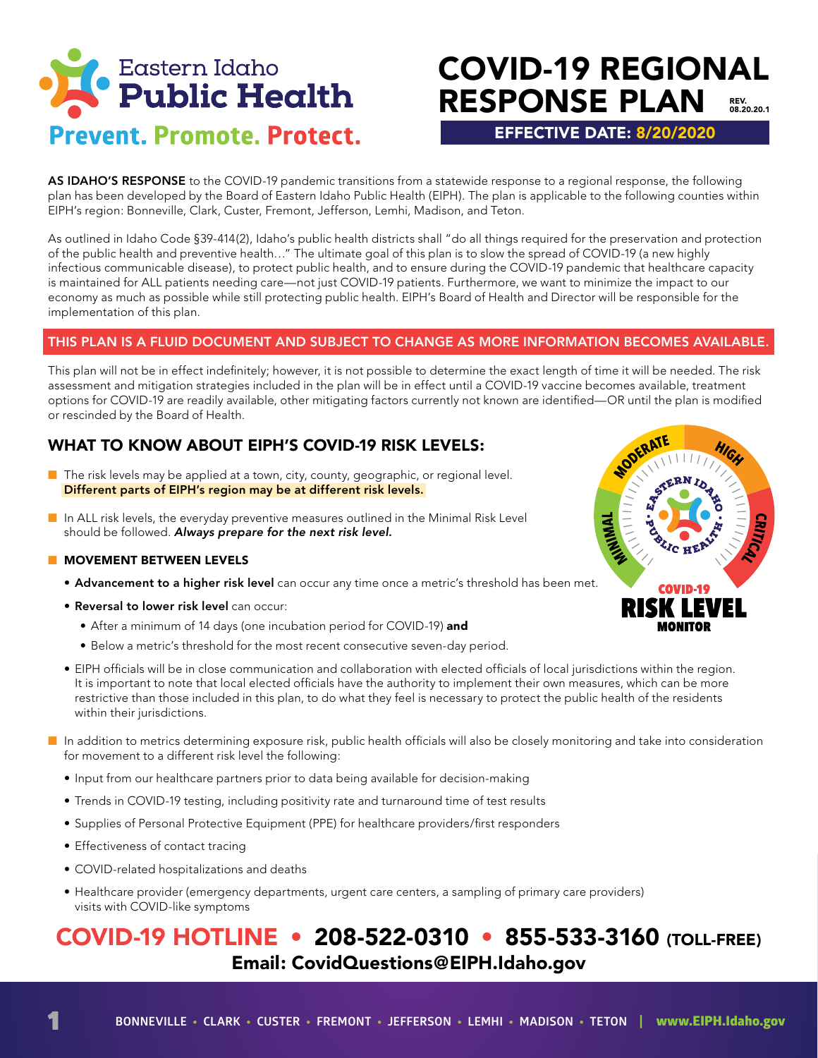# Eastern Idaho Public Health

**Prevent. Promote. Protect.**

# COVID-19 REGIONAL RESPONSE PLAN

REV. 08.20.20.1

**EFFECTIVE DATE: 8/20/2020**

**AS IDAHO'S RESPONSE** to the COVID-19 pandemic transitions from a statewide response to a regional response, the following plan has been developed by the Board of Eastern Idaho Public Health (EIPH). The plan is applicable to the following counties within EIPH's region: Bonneville, Clark, Custer, Fremont, Jefferson, Lemhi, Madison, and Teton.

As outlined in Idaho Code §39-414(2), Idaho's public health districts shall "do all things required for the preservation and protection of the public health and preventive health…" The ultimate goal of this plan is to slow the spread of COVID-19 (a new highly infectious communicable disease), to protect public health, and to ensure during the COVID-19 pandemic that healthcare capacity is maintained for ALL patients needing care—not just COVID-19 patients. Furthermore, we want to minimize the impact to our economy as much as possible while still protecting public health. EIPH's Board of Health and Director will be responsible for the implementation of this plan.

**THIS PLAN IS A FLUID DOCUMENT AND SUBJECT TO CHANGE AS MORE INFORMATION BECOMES AVAILABLE.**

This plan will not be in effect indefinitely; however, it is not possible to determine the exact length of time it will be needed. The risk assessment and mitigation strategies included in the plan will be in effect until a COVID-19 vaccine becomes available, treatment options for COVID-19 are readily available, other mitigating factors currently not known are identified—OR until the plan is modified or rescinded by the Board of Health.

## WHAT TO KNOW ABOUT EIPH'S COVID-19 RISK LEVELS:

- The risk levels may be applied at a town, city, county, geographic, or regional level. **Different parts of EIPH's region may be at different risk levels.**
- In ALL risk levels, the everyday preventive measures outlined in the Minimal Risk Level should be followed. ***Always prepare for the next risk level.***
- **MOVEMENT BETWEEN LEVELS**
  - **Advancement to a higher risk level** can occur any time once a metric's threshold has been met.
  - **Reversal to lower risk level** can occur:
    - After a minimum of 14 days (one incubation period for COVID-19) **and**
    - Below a metric's threshold for the most recent consecutive seven-day period.
  - EIPH officials will be in close communication and collaboration with elected officials of local jurisdictions within the region. It is important to note that local elected officials have the authority to implement their own measures, which can be more restrictive than those included in this plan, to do what they feel is necessary to protect the public health of the residents within their jurisdictions.
- In addition to metrics determining exposure risk, public health officials will also be closely monitoring and take into consideration for movement to a different risk level the following:
  - Input from our healthcare partners prior to data being available for decision-making
  - Trends in COVID-19 testing, including positivity rate and turnaround time of test results
  - Supplies of Personal Protective Equipment (PPE) for healthcare providers/first responders
  - Effectiveness of contact tracing
  - COVID-related hospitalizations and deaths
  - Healthcare provider (emergency departments, urgent care centers, a sampling of primary care providers) visits with COVID-like symptoms

COVID-19 RISK LEVEL MONITOR: MINIMAL · MODERATE · HIGH · CRITICAL

**COVID-19 HOTLINE • 208-522-0310 • 855-533-3160 (TOLL-FREE)**

**Email: CovidQuestions@EIPH.Idaho.gov**

BONNEVILLE • CLARK • CUSTER • FREMONT • JEFFERSON • LEMHI • MADISON • TETON | www.EIPH.Idaho.gov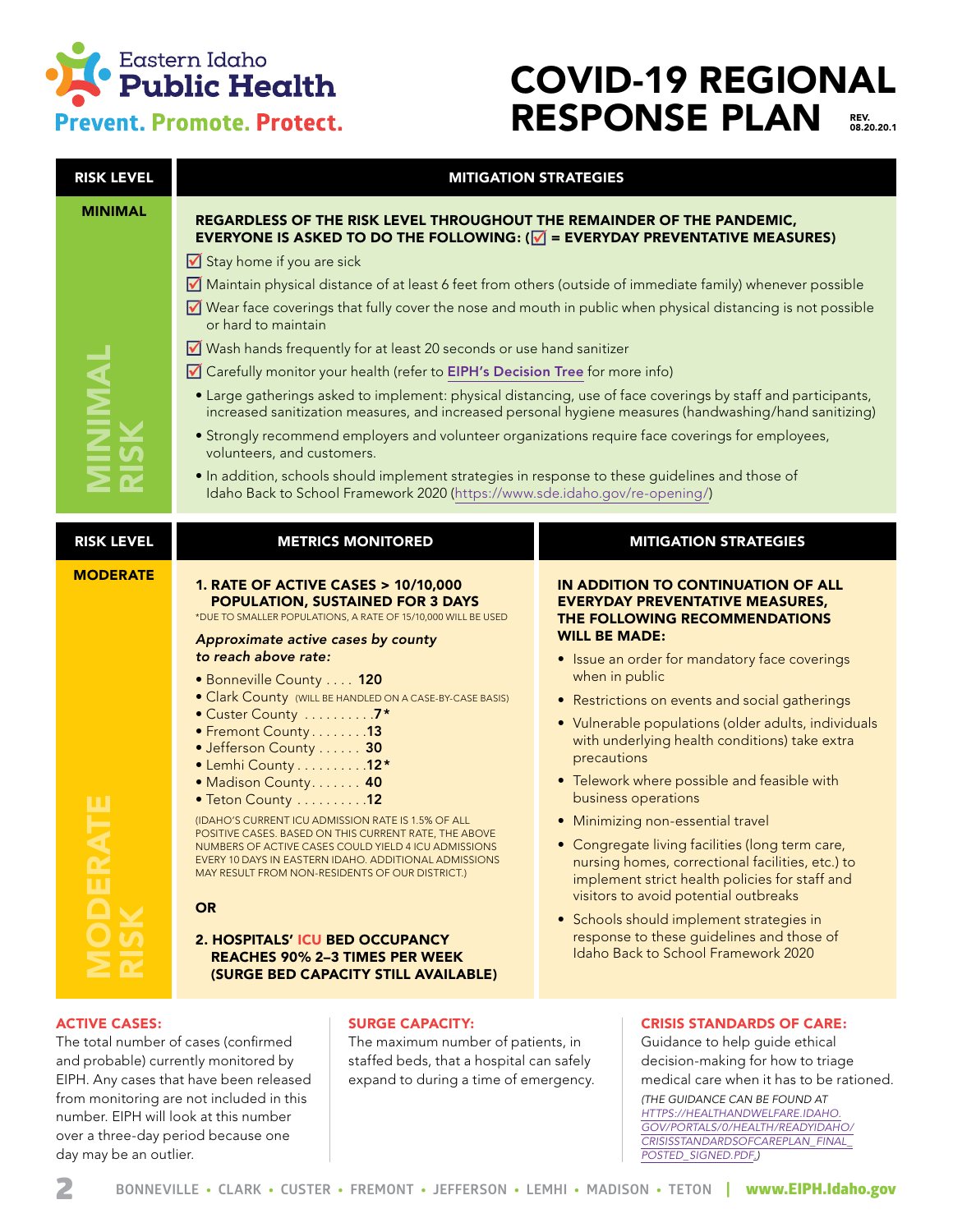# COVID-19 REGIONAL RESPONSE PLAN

REV. 08.20.20.1

Eastern Idaho Public Health
Prevent. Promote. Protect.

| RISK LEVEL | MITIGATION STRATEGIES |
|---|---|
| **MINIMAL** (MINIMAL RISK) | **REGARDLESS OF THE RISK LEVEL THROUGHOUT THE REMAINDER OF THE PANDEMIC, EVERYONE IS ASKED TO DO THE FOLLOWING: (☑ = EVERYDAY PREVENTATIVE MEASURES)**<br>☑ Stay home if you are sick<br>☑ Maintain physical distance of at least 6 feet from others (outside of immediate family) whenever possible<br>☑ Wear face coverings that fully cover the nose and mouth in public when physical distancing is not possible or hard to maintain<br>☑ Wash hands frequently for at least 20 seconds or use hand sanitizer<br>☑ Carefully monitor your health (refer to EIPH's Decision Tree for more info)<br>• Large gatherings asked to implement: physical distancing, use of face coverings by staff and participants, increased sanitization measures, and increased personal hygiene measures (handwashing/hand sanitizing)<br>• Strongly recommend employers and volunteer organizations require face coverings for employees, volunteers, and customers.<br>• In addition, schools should implement strategies in response to these guidelines and those of Idaho Back to School Framework 2020 (https://www.sde.idaho.gov/re-opening/) |

| RISK LEVEL | METRICS MONITORED | MITIGATION STRATEGIES |
|---|---|---|
| **MODERATE** (MODERATE RISK) | **1. RATE OF ACTIVE CASES > 10/10,000 POPULATION, SUSTAINED FOR 3 DAYS**<br>*DUE TO SMALLER POPULATIONS, A RATE OF 15/10,000 WILL BE USED<br>*Approximate active cases by county to reach above rate:*<br>• Bonneville County .... **120**<br>• Clark County (WILL BE HANDLED ON A CASE-BY-CASE BASIS)<br>• Custer County .......... **7***<br>• Fremont County ........ **13**<br>• Jefferson County ...... **30**<br>• Lemhi County .......... **12***<br>• Madison County ....... **40**<br>• Teton County .......... **12**<br>(IDAHO'S CURRENT ICU ADMISSION RATE IS 1.5% OF ALL POSITIVE CASES. BASED ON THIS CURRENT RATE, THE ABOVE NUMBERS OF ACTIVE CASES COULD YIELD 4 ICU ADMISSIONS EVERY 10 DAYS IN EASTERN IDAHO. ADDITIONAL ADMISSIONS MAY RESULT FROM NON-RESIDENTS OF OUR DISTRICT.)<br>**OR**<br>**2. HOSPITALS' ICU BED OCCUPANCY REACHES 90% 2–3 TIMES PER WEEK (SURGE BED CAPACITY STILL AVAILABLE)** | **IN ADDITION TO CONTINUATION OF ALL EVERYDAY PREVENTATIVE MEASURES, THE FOLLOWING RECOMMENDATIONS WILL BE MADE:**<br>• Issue an order for mandatory face coverings when in public<br>• Restrictions on events and social gatherings<br>• Vulnerable populations (older adults, individuals with underlying health conditions) take extra precautions<br>• Telework where possible and feasible with business operations<br>• Minimizing non-essential travel<br>• Congregate living facilities (long term care, nursing homes, correctional facilities, etc.) to implement strict health policies for staff and visitors to avoid potential outbreaks<br>• Schools should implement strategies in response to these guidelines and those of Idaho Back to School Framework 2020 |

**ACTIVE CASES:**
The total number of cases (confirmed and probable) currently monitored by EIPH. Any cases that have been released from monitoring are not included in this number. EIPH will look at this number over a three-day period because one day may be an outlier.

**SURGE CAPACITY:**
The maximum number of patients, in staffed beds, that a hospital can safely expand to during a time of emergency.

**CRISIS STANDARDS OF CARE:**
Guidance to help guide ethical decision-making for how to triage medical care when it has to be rationed.
*(THE GUIDANCE CAN BE FOUND AT HTTPS://HEALTHANDWELFARE.IDAHO.GOV/PORTALS/0/HEALTH/READYIDAHO/CRISISSTANDARDSOFCAREPLAN_FINAL_POSTED_SIGNED.PDF.)*

BONNEVILLE • CLARK • CUSTER • FREMONT • JEFFERSON • LEMHI • MADISON • TETON | www.EIPH.Idaho.gov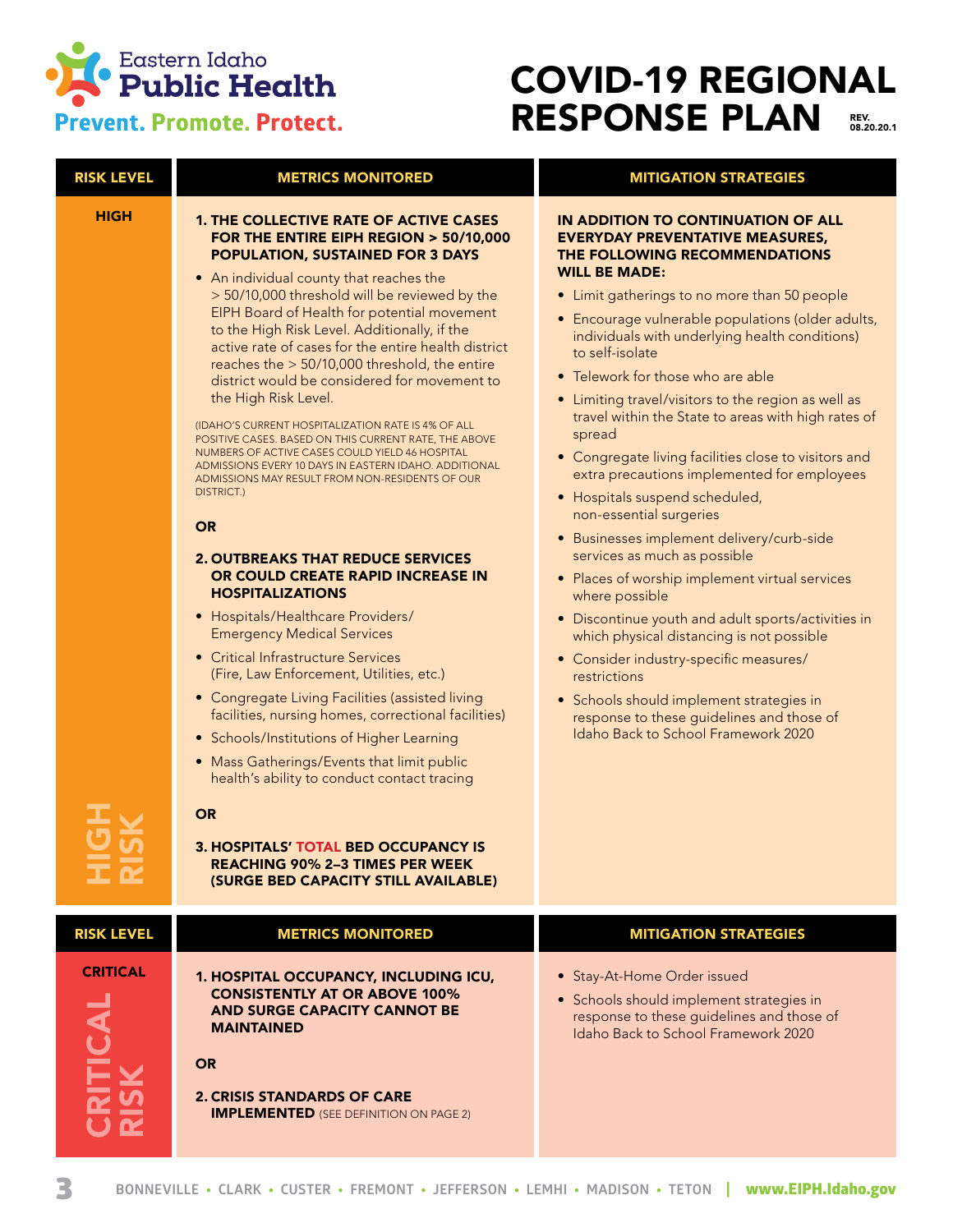# COVID-19 REGIONAL RESPONSE PLAN

REV. 08.20.20.1

Eastern Idaho Public Health

Prevent. Promote. Protect.

| RISK LEVEL | METRICS MONITORED | MITIGATION STRATEGIES |
|---|---|---|
| **HIGH** | **1. THE COLLECTIVE RATE OF ACTIVE CASES FOR THE ENTIRE EIPH REGION > 50/10,000 POPULATION, SUSTAINED FOR 3 DAYS**<br>• An individual county that reaches the > 50/10,000 threshold will be reviewed by the EIPH Board of Health for potential movement to the High Risk Level. Additionally, if the active rate of cases for the entire health district reaches the > 50/10,000 threshold, the entire district would be considered for movement to the High Risk Level.<br>(IDAHO'S CURRENT HOSPITALIZATION RATE IS 4% OF ALL POSITIVE CASES. BASED ON THIS CURRENT RATE, THE ABOVE NUMBERS OF ACTIVE CASES COULD YIELD 46 HOSPITAL ADMISSIONS EVERY 10 DAYS IN EASTERN IDAHO. ADDITIONAL ADMISSIONS MAY RESULT FROM NON-RESIDENTS OF OUR DISTRICT.)<br>**OR**<br>**2. OUTBREAKS THAT REDUCE SERVICES OR COULD CREATE RAPID INCREASE IN HOSPITALIZATIONS**<br>• Hospitals/Healthcare Providers/ Emergency Medical Services<br>• Critical Infrastructure Services (Fire, Law Enforcement, Utilities, etc.)<br>• Congregate Living Facilities (assisted living facilities, nursing homes, correctional facilities)<br>• Schools/Institutions of Higher Learning<br>• Mass Gatherings/Events that limit public health's ability to conduct contact tracing<br>**OR**<br>**3. HOSPITALS' TOTAL BED OCCUPANCY IS REACHING 90% 2–3 TIMES PER WEEK (SURGE BED CAPACITY STILL AVAILABLE)** | **IN ADDITION TO CONTINUATION OF ALL EVERYDAY PREVENTATIVE MEASURES, THE FOLLOWING RECOMMENDATIONS WILL BE MADE:**<br>• Limit gatherings to no more than 50 people<br>• Encourage vulnerable populations (older adults, individuals with underlying health conditions) to self-isolate<br>• Telework for those who are able<br>• Limiting travel/visitors to the region as well as travel within the State to areas with high rates of spread<br>• Congregate living facilities close to visitors and extra precautions implemented for employees<br>• Hospitals suspend scheduled, non-essential surgeries<br>• Businesses implement delivery/curb-side services as much as possible<br>• Places of worship implement virtual services where possible<br>• Discontinue youth and adult sports/activities in which physical distancing is not possible<br>• Consider industry-specific measures/ restrictions<br>• Schools should implement strategies in response to these guidelines and those of Idaho Back to School Framework 2020 |

| RISK LEVEL | METRICS MONITORED | MITIGATION STRATEGIES |
|---|---|---|
| **CRITICAL** | **1. HOSPITAL OCCUPANCY, INCLUDING ICU, CONSISTENTLY AT OR ABOVE 100% AND SURGE CAPACITY CANNOT BE MAINTAINED**<br>**OR**<br>**2. CRISIS STANDARDS OF CARE IMPLEMENTED** (SEE DEFINITION ON PAGE 2) | • Stay-At-Home Order issued<br>• Schools should implement strategies in response to these guidelines and those of Idaho Back to School Framework 2020 |

BONNEVILLE • CLARK • CUSTER • FREMONT • JEFFERSON • LEMHI • MADISON • TETON | www.EIPH.Idaho.gov